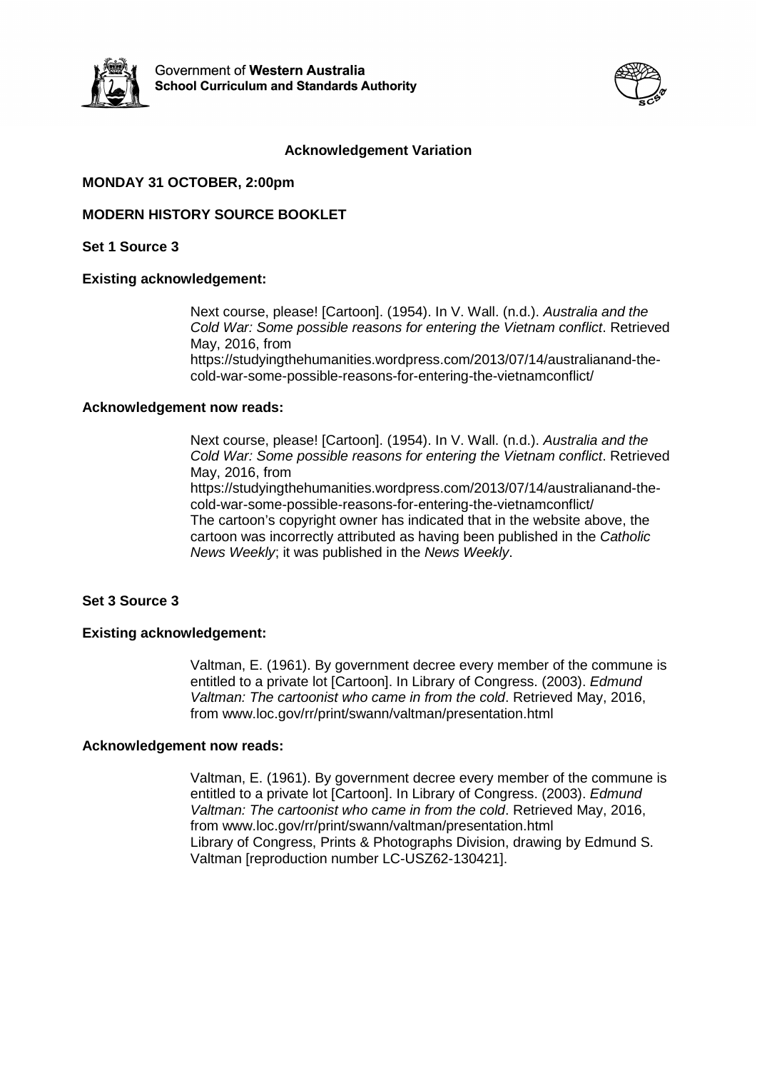Government of **Western Australia**
**School Curriculum and Standards Authority**

## Acknowledgement Variation

**MONDAY 31 OCTOBER, 2:00pm**

**MODERN HISTORY SOURCE BOOKLET**

### Set 1 Source 3

**Existing acknowledgement:**

Next course, please! [Cartoon]. (1954). In V. Wall. (n.d.). *Australia and the Cold War: Some possible reasons for entering the Vietnam conflict*. Retrieved May, 2016, from https://studyingthehumanities.wordpress.com/2013/07/14/australianand-the-cold-war-some-possible-reasons-for-entering-the-vietnamconflict/

**Acknowledgement now reads:**

Next course, please! [Cartoon]. (1954). In V. Wall. (n.d.). *Australia and the Cold War: Some possible reasons for entering the Vietnam conflict*. Retrieved May, 2016, from https://studyingthehumanities.wordpress.com/2013/07/14/australianand-the-cold-war-some-possible-reasons-for-entering-the-vietnamconflict/
The cartoon's copyright owner has indicated that in the website above, the cartoon was incorrectly attributed as having been published in the *Catholic News Weekly*; it was published in the *News Weekly*.

### Set 3 Source 3

**Existing acknowledgement:**

Valtman, E. (1961). By government decree every member of the commune is entitled to a private lot [Cartoon]. In Library of Congress. (2003). *Edmund Valtman: The cartoonist who came in from the cold*. Retrieved May, 2016, from www.loc.gov/rr/print/swann/valtman/presentation.html

**Acknowledgement now reads:**

Valtman, E. (1961). By government decree every member of the commune is entitled to a private lot [Cartoon]. In Library of Congress. (2003). *Edmund Valtman: The cartoonist who came in from the cold*. Retrieved May, 2016, from www.loc.gov/rr/print/swann/valtman/presentation.html
Library of Congress, Prints & Photographs Division, drawing by Edmund S. Valtman [reproduction number LC-USZ62-130421].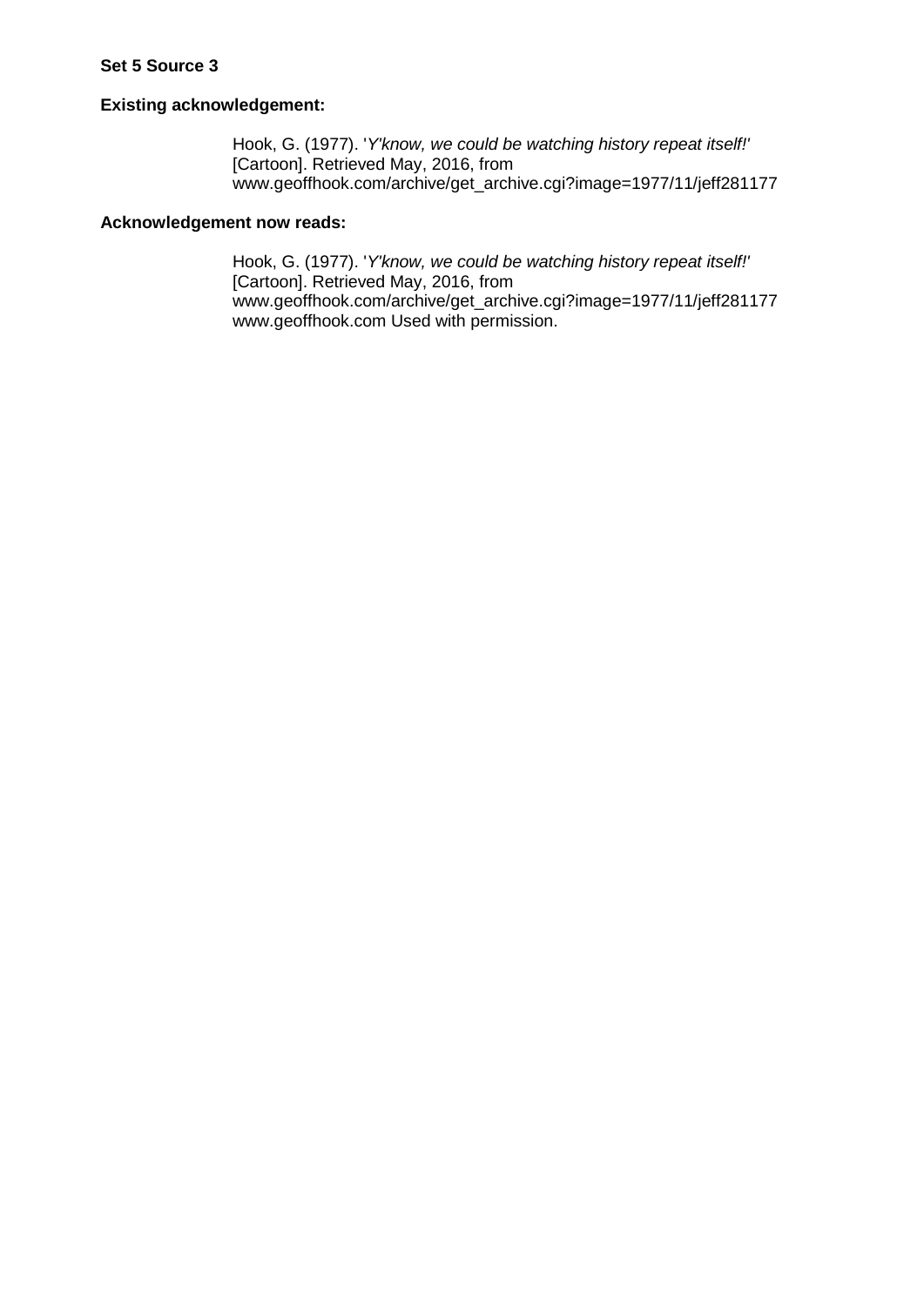**Set 5 Source 3**

**Existing acknowledgement:**

Hook, G. (1977). '*Y'know, we could be watching history repeat itself!*' [Cartoon]. Retrieved May, 2016, from www.geoffhook.com/archive/get_archive.cgi?image=1977/11/jeff281177

**Acknowledgement now reads:**

Hook, G. (1977). '*Y'know, we could be watching history repeat itself!*' [Cartoon]. Retrieved May, 2016, from www.geoffhook.com/archive/get_archive.cgi?image=1977/11/jeff281177 www.geoffhook.com Used with permission.